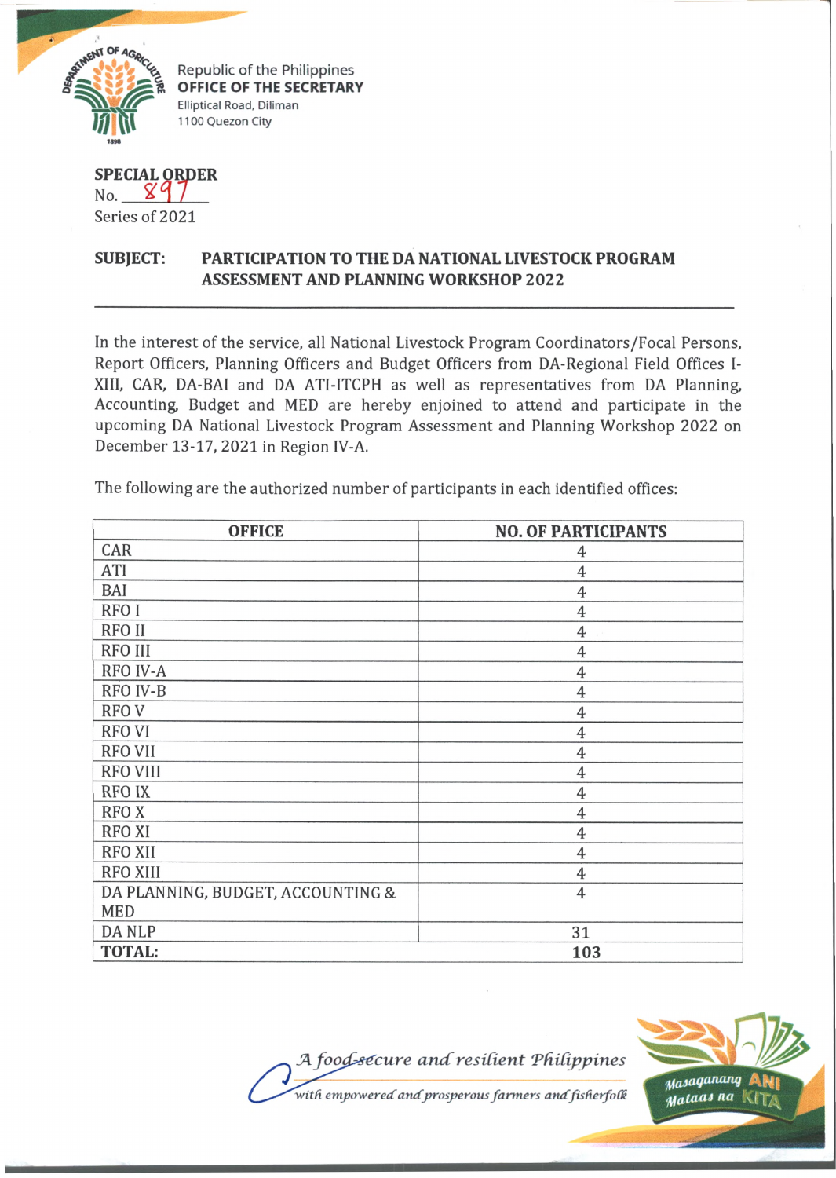Republic of the Philippines
**OFFICE OF THE SECRETARY**
Elliptical Road, Diliman
1100 Quezon City

**SPECIAL ORDER**
No. 897
Series of 2021

**SUBJECT: PARTICIPATION TO THE DA NATIONAL LIVESTOCK PROGRAM ASSESSMENT AND PLANNING WORKSHOP 2022**

---

In the interest of the service, all National Livestock Program Coordinators/Focal Persons, Report Officers, Planning Officers and Budget Officers from DA-Regional Field Offices I-XIII, CAR, DA-BAI and DA ATI-ITCPH as well as representatives from DA Planning, Accounting, Budget and MED are hereby enjoined to attend and participate in the upcoming DA National Livestock Program Assessment and Planning Workshop 2022 on December 13-17, 2021 in Region IV-A.

The following are the authorized number of participants in each identified offices:

| OFFICE | NO. OF PARTICIPANTS |
|---|---|
| CAR | 4 |
| ATI | 4 |
| BAI | 4 |
| RFO I | 4 |
| RFO II | 4 |
| RFO III | 4 |
| RFO IV-A | 4 |
| RFO IV-B | 4 |
| RFO V | 4 |
| RFO VI | 4 |
| RFO VII | 4 |
| RFO VIII | 4 |
| RFO IX | 4 |
| RFO X | 4 |
| RFO XI | 4 |
| RFO XII | 4 |
| RFO XIII | 4 |
| DA PLANNING, BUDGET, ACCOUNTING & MED | 4 |
| DA NLP | 31 |
| **TOTAL:** | **103** |

*A food-secure and resilient Philippines with empowered and prosperous farmers and fisherfolk*

Masaganang ANI Mataas na KITA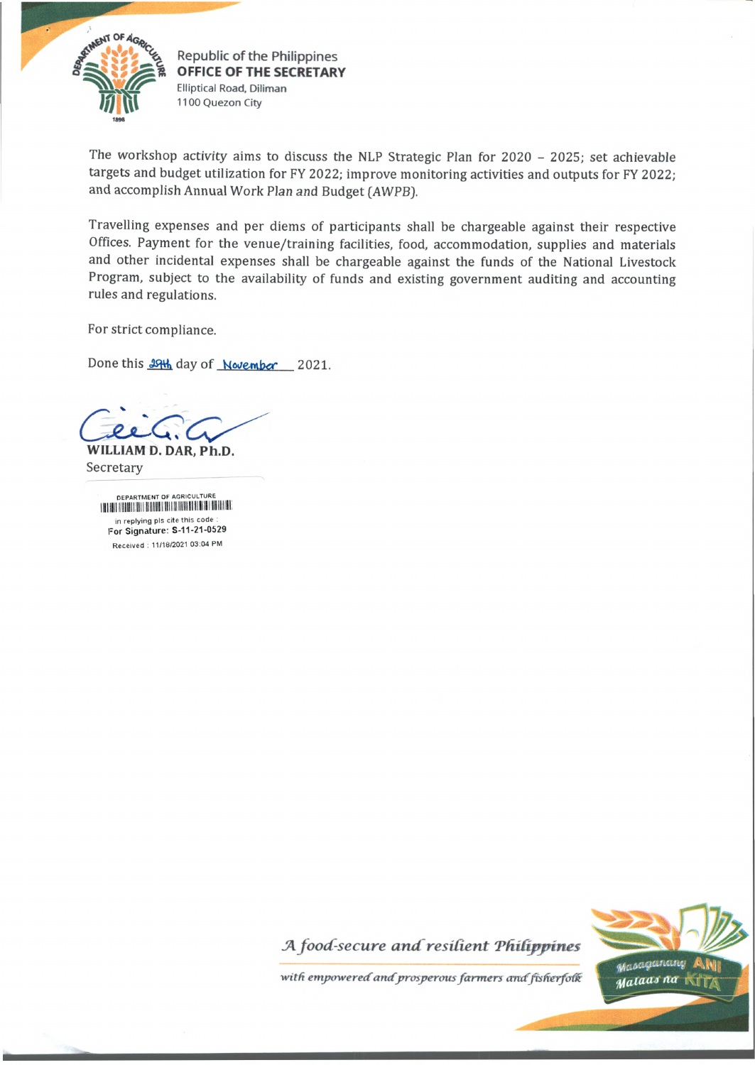Republic of the Philippines
**OFFICE OF THE SECRETARY**
Elliptical Road, Diliman
1100 Quezon City

The workshop activity aims to discuss the NLP Strategic Plan for 2020 – 2025; set achievable targets and budget utilization for FY 2022; improve monitoring activities and outputs for FY 2022; and accomplish Annual Work Plan and Budget (AWPB).

Travelling expenses and per diems of participants shall be chargeable against their respective Offices. Payment for the venue/training facilities, food, accommodation, supplies and materials and other incidental expenses shall be chargeable against the funds of the National Livestock Program, subject to the availability of funds and existing government auditing and accounting rules and regulations.

For strict compliance.

Done this 29th day of November 2021.

**WILLIAM D. DAR, Ph.D.**
Secretary

DEPARTMENT OF AGRICULTURE
in replying pls cite this code :
For Signature: S-11-21-0529
Received : 11/18/2021 03:04 PM

*A food-secure and resilient Philippines*
*with empowered and prosperous farmers and fisherfolk*

Masaganang ANI Mataas na KITA